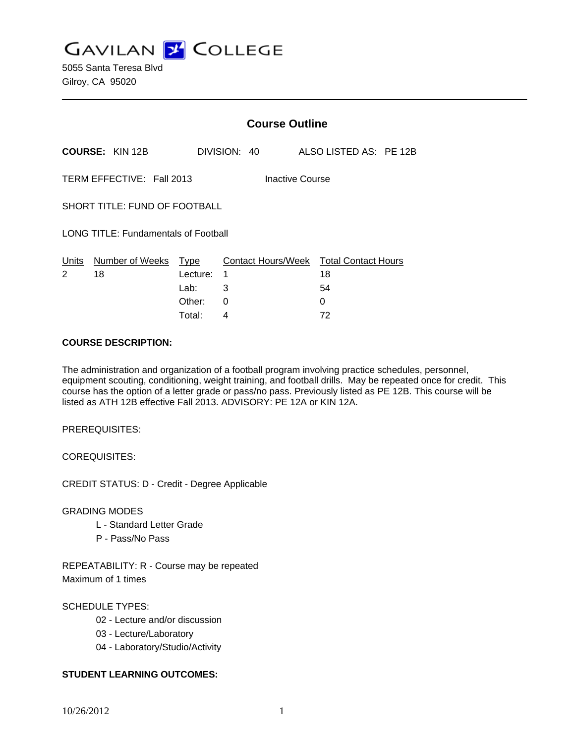GAVILAN COLLEGE

5055 Santa Teresa Blvd
Gilroy, CA 95020

## Course Outline

**COURSE:** KIN 12B DIVISION: 40 ALSO LISTED AS: PE 12B

TERM EFFECTIVE: Fall 2013 Inactive Course

SHORT TITLE: FUND OF FOOTBALL

LONG TITLE: Fundamentals of Football

| Units | Number of Weeks | Type | Contact Hours/Week | Total Contact Hours |
|---|---|---|---|---|
| 2 | 18 | Lecture: | 1 | 18 |
| | | Lab: | 3 | 54 |
| | | Other: | 0 | 0 |
| | | Total: | 4 | 72 |

**COURSE DESCRIPTION:**

The administration and organization of a football program involving practice schedules, personnel, equipment scouting, conditioning, weight training, and football drills. May be repeated once for credit. This course has the option of a letter grade or pass/no pass. Previously listed as PE 12B. This course will be listed as ATH 12B effective Fall 2013. ADVISORY: PE 12A or KIN 12A.

PREREQUISITES:

COREQUISITES:

CREDIT STATUS: D - Credit - Degree Applicable

GRADING MODES

- L - Standard Letter Grade
- P - Pass/No Pass

REPEATABILITY: R - Course may be repeated
Maximum of 1 times

SCHEDULE TYPES:

- 02 - Lecture and/or discussion
- 03 - Lecture/Laboratory
- 04 - Laboratory/Studio/Activity

**STUDENT LEARNING OUTCOMES:**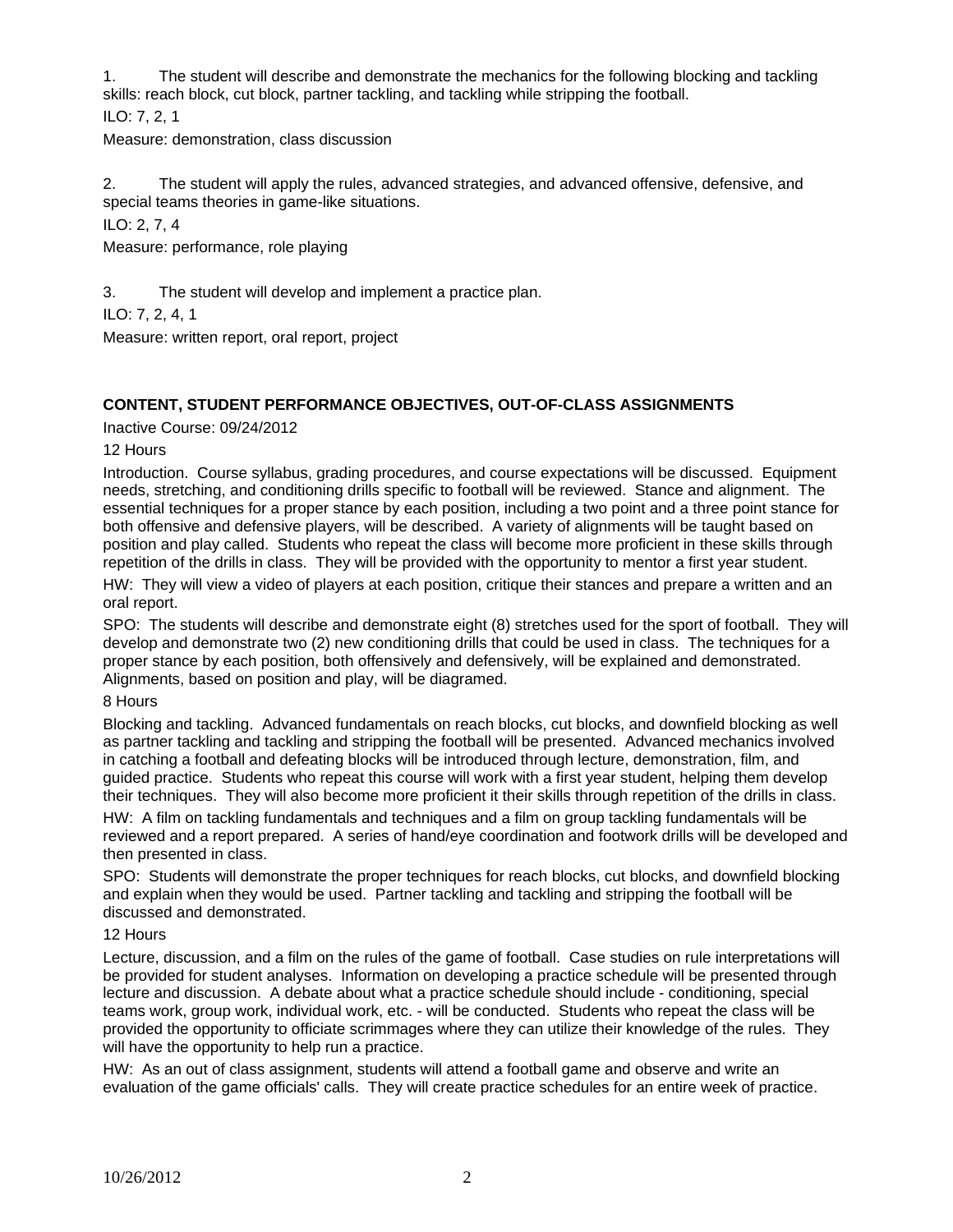1. The student will describe and demonstrate the mechanics for the following blocking and tackling skills: reach block, cut block, partner tackling, and tackling while stripping the football.

ILO: 7, 2, 1

Measure: demonstration, class discussion

2. The student will apply the rules, advanced strategies, and advanced offensive, defensive, and special teams theories in game-like situations.

ILO: 2, 7, 4

Measure: performance, role playing

3. The student will develop and implement a practice plan.

ILO: 7, 2, 4, 1

Measure: written report, oral report, project

**CONTENT, STUDENT PERFORMANCE OBJECTIVES, OUT-OF-CLASS ASSIGNMENTS**

Inactive Course: 09/24/2012

12 Hours

Introduction. Course syllabus, grading procedures, and course expectations will be discussed. Equipment needs, stretching, and conditioning drills specific to football will be reviewed. Stance and alignment. The essential techniques for a proper stance by each position, including a two point and a three point stance for both offensive and defensive players, will be described. A variety of alignments will be taught based on position and play called. Students who repeat the class will become more proficient in these skills through repetition of the drills in class. They will be provided with the opportunity to mentor a first year student.

HW: They will view a video of players at each position, critique their stances and prepare a written and an oral report.

SPO: The students will describe and demonstrate eight (8) stretches used for the sport of football. They will develop and demonstrate two (2) new conditioning drills that could be used in class. The techniques for a proper stance by each position, both offensively and defensively, will be explained and demonstrated. Alignments, based on position and play, will be diagramed.

8 Hours

Blocking and tackling. Advanced fundamentals on reach blocks, cut blocks, and downfield blocking as well as partner tackling and tackling and stripping the football will be presented. Advanced mechanics involved in catching a football and defeating blocks will be introduced through lecture, demonstration, film, and guided practice. Students who repeat this course will work with a first year student, helping them develop their techniques. They will also become more proficient it their skills through repetition of the drills in class.

HW: A film on tackling fundamentals and techniques and a film on group tackling fundamentals will be reviewed and a report prepared. A series of hand/eye coordination and footwork drills will be developed and then presented in class.

SPO: Students will demonstrate the proper techniques for reach blocks, cut blocks, and downfield blocking and explain when they would be used. Partner tackling and tackling and stripping the football will be discussed and demonstrated.

12 Hours

Lecture, discussion, and a film on the rules of the game of football. Case studies on rule interpretations will be provided for student analyses. Information on developing a practice schedule will be presented through lecture and discussion. A debate about what a practice schedule should include - conditioning, special teams work, group work, individual work, etc. - will be conducted. Students who repeat the class will be provided the opportunity to officiate scrimmages where they can utilize their knowledge of the rules. They will have the opportunity to help run a practice.

HW: As an out of class assignment, students will attend a football game and observe and write an evaluation of the game officials' calls. They will create practice schedules for an entire week of practice.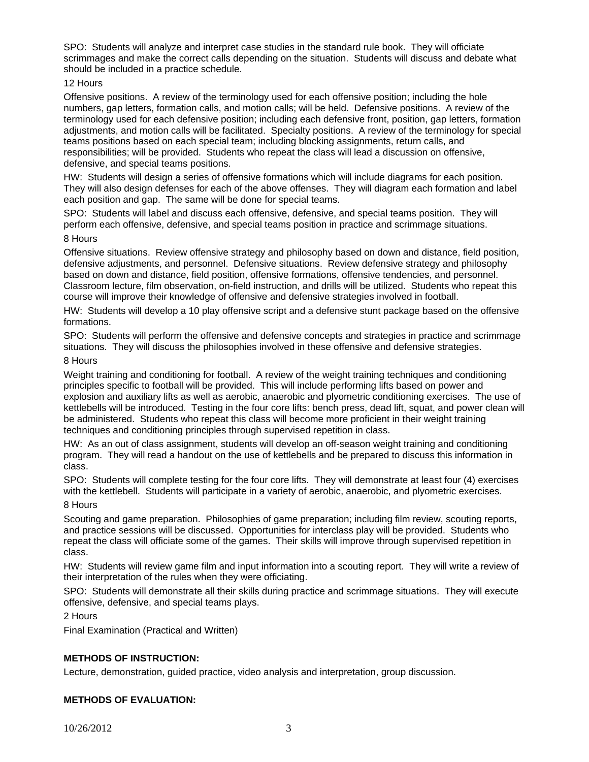SPO: Students will analyze and interpret case studies in the standard rule book. They will officiate scrimmages and make the correct calls depending on the situation. Students will discuss and debate what should be included in a practice schedule.

12 Hours

Offensive positions. A review of the terminology used for each offensive position; including the hole numbers, gap letters, formation calls, and motion calls; will be held. Defensive positions. A review of the terminology used for each defensive position; including each defensive front, position, gap letters, formation adjustments, and motion calls will be facilitated. Specialty positions. A review of the terminology for special teams positions based on each special team; including blocking assignments, return calls, and responsibilities; will be provided. Students who repeat the class will lead a discussion on offensive, defensive, and special teams positions.

HW: Students will design a series of offensive formations which will include diagrams for each position. They will also design defenses for each of the above offenses. They will diagram each formation and label each position and gap. The same will be done for special teams.

SPO: Students will label and discuss each offensive, defensive, and special teams position. They will perform each offensive, defensive, and special teams position in practice and scrimmage situations.

8 Hours

Offensive situations. Review offensive strategy and philosophy based on down and distance, field position, defensive adjustments, and personnel. Defensive situations. Review defensive strategy and philosophy based on down and distance, field position, offensive formations, offensive tendencies, and personnel. Classroom lecture, film observation, on-field instruction, and drills will be utilized. Students who repeat this course will improve their knowledge of offensive and defensive strategies involved in football.

HW: Students will develop a 10 play offensive script and a defensive stunt package based on the offensive formations.

SPO: Students will perform the offensive and defensive concepts and strategies in practice and scrimmage situations. They will discuss the philosophies involved in these offensive and defensive strategies.

8 Hours

Weight training and conditioning for football. A review of the weight training techniques and conditioning principles specific to football will be provided. This will include performing lifts based on power and explosion and auxiliary lifts as well as aerobic, anaerobic and plyometric conditioning exercises. The use of kettlebells will be introduced. Testing in the four core lifts: bench press, dead lift, squat, and power clean will be administered. Students who repeat this class will become more proficient in their weight training techniques and conditioning principles through supervised repetition in class.

HW: As an out of class assignment, students will develop an off-season weight training and conditioning program. They will read a handout on the use of kettlebells and be prepared to discuss this information in class.

SPO: Students will complete testing for the four core lifts. They will demonstrate at least four (4) exercises with the kettlebell. Students will participate in a variety of aerobic, anaerobic, and plyometric exercises.

8 Hours

Scouting and game preparation. Philosophies of game preparation; including film review, scouting reports, and practice sessions will be discussed. Opportunities for interclass play will be provided. Students who repeat the class will officiate some of the games. Their skills will improve through supervised repetition in class.

HW: Students will review game film and input information into a scouting report. They will write a review of their interpretation of the rules when they were officiating.

SPO: Students will demonstrate all their skills during practice and scrimmage situations. They will execute offensive, defensive, and special teams plays.

2 Hours

Final Examination (Practical and Written)

**METHODS OF INSTRUCTION:**

Lecture, demonstration, guided practice, video analysis and interpretation, group discussion.

**METHODS OF EVALUATION:**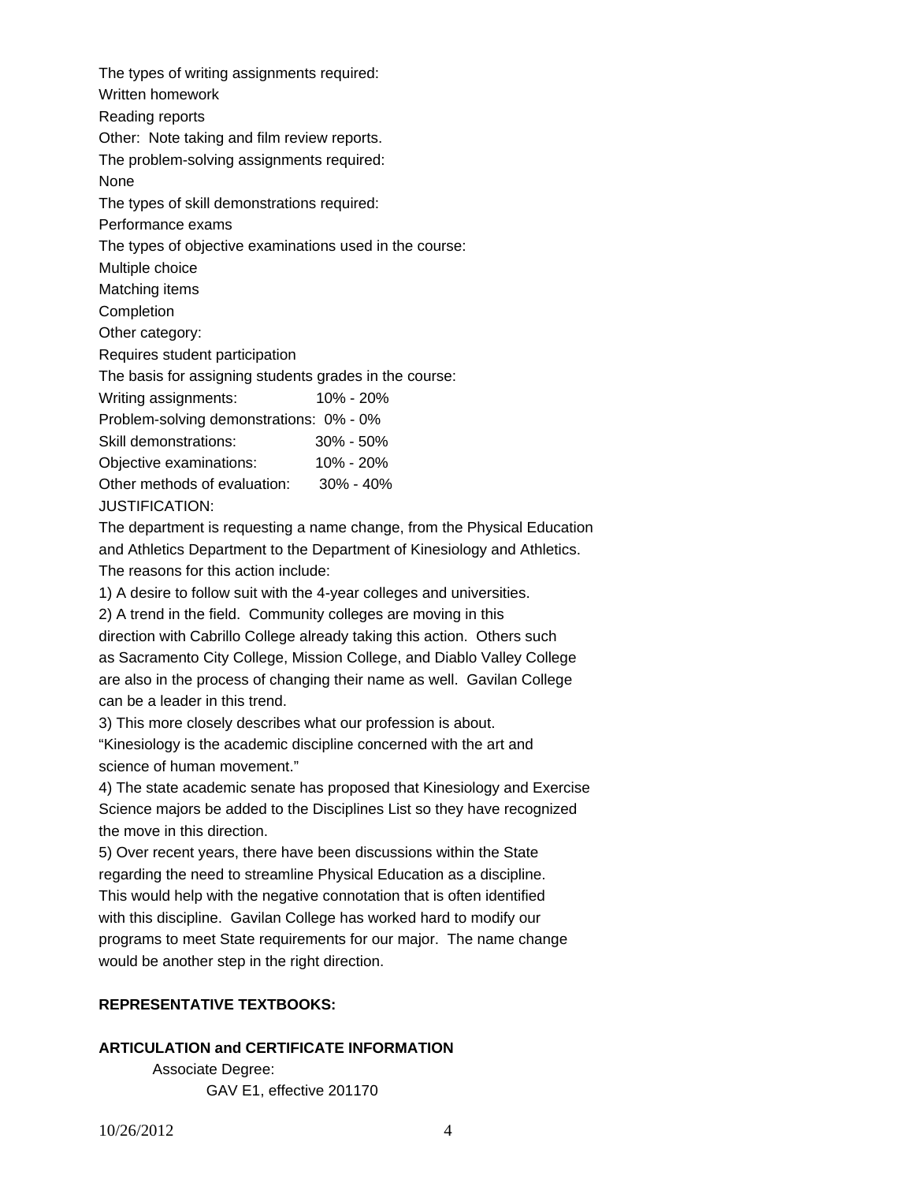The types of writing assignments required:

Written homework

Reading reports

Other: Note taking and film review reports.

The problem-solving assignments required:

None

The types of skill demonstrations required:

Performance exams

The types of objective examinations used in the course:

Multiple choice

Matching items

Completion

Other category:

Requires student participation

The basis for assigning students grades in the course:

| | |
|---|---|
| Writing assignments: | 10% - 20% |
| Problem-solving demonstrations: | 0% - 0% |
| Skill demonstrations: | 30% - 50% |
| Objective examinations: | 10% - 20% |
| Other methods of evaluation: | 30% - 40% |

JUSTIFICATION:

The department is requesting a name change, from the Physical Education and Athletics Department to the Department of Kinesiology and Athletics. The reasons for this action include:

1) A desire to follow suit with the 4-year colleges and universities.

2) A trend in the field. Community colleges are moving in this direction with Cabrillo College already taking this action. Others such as Sacramento City College, Mission College, and Diablo Valley College are also in the process of changing their name as well. Gavilan College can be a leader in this trend.

3) This more closely describes what our profession is about. "Kinesiology is the academic discipline concerned with the art and science of human movement."

4) The state academic senate has proposed that Kinesiology and Exercise Science majors be added to the Disciplines List so they have recognized the move in this direction.

5) Over recent years, there have been discussions within the State regarding the need to streamline Physical Education as a discipline. This would help with the negative connotation that is often identified with this discipline. Gavilan College has worked hard to modify our programs to meet State requirements for our major. The name change would be another step in the right direction.

**REPRESENTATIVE TEXTBOOKS:**

**ARTICULATION and CERTIFICATE INFORMATION**

Associate Degree:

GAV E1, effective 201170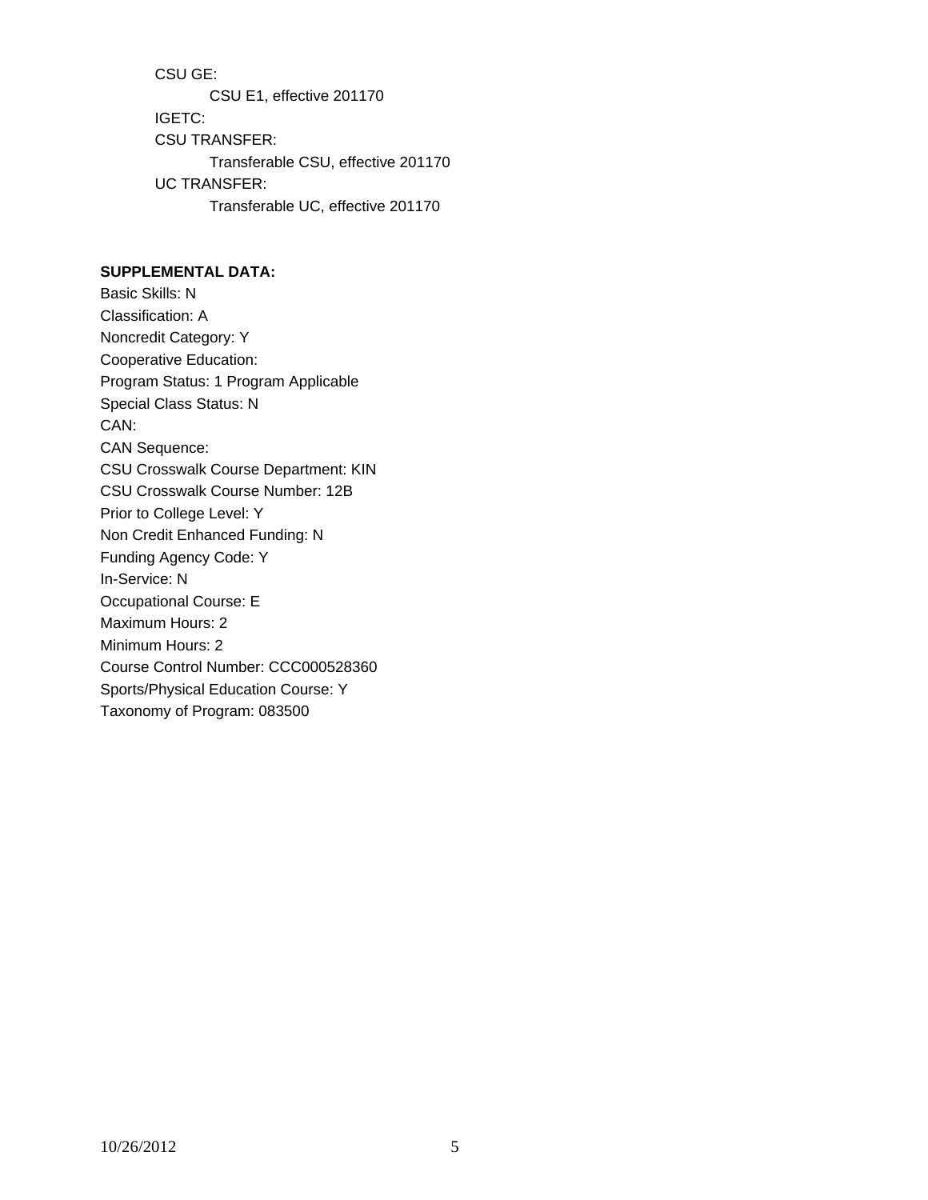CSU GE:
    CSU E1, effective 201170
IGETC:
CSU TRANSFER:
    Transferable CSU, effective 201170
UC TRANSFER:
    Transferable UC, effective 201170

**SUPPLEMENTAL DATA:**

Basic Skills: N
Classification: A
Noncredit Category: Y
Cooperative Education:
Program Status: 1 Program Applicable
Special Class Status: N
CAN:
CAN Sequence:
CSU Crosswalk Course Department: KIN
CSU Crosswalk Course Number: 12B
Prior to College Level: Y
Non Credit Enhanced Funding: N
Funding Agency Code: Y
In-Service: N
Occupational Course: E
Maximum Hours: 2
Minimum Hours: 2
Course Control Number: CCC000528360
Sports/Physical Education Course: Y
Taxonomy of Program: 083500